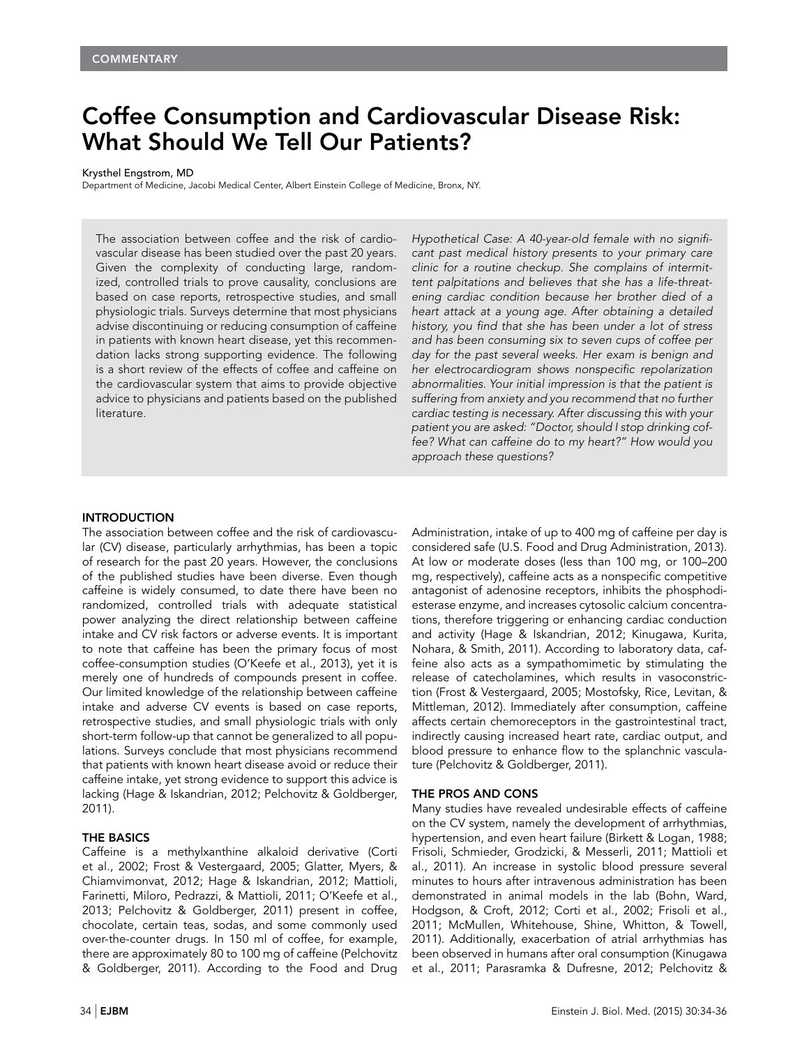COMMENTARY

# Coffee Consumption and Cardiovascular Disease Risk: What Should We Tell Our Patients?

Krysthel Engstrom, MD

Department of Medicine, Jacobi Medical Center, Albert Einstein College of Medicine, Bronx, NY.

The association between coffee and the risk of cardiovascular disease has been studied over the past 20 years. Given the complexity of conducting large, randomized, controlled trials to prove causality, conclusions are based on case reports, retrospective studies, and small physiologic trials. Surveys determine that most physicians advise discontinuing or reducing consumption of caffeine in patients with known heart disease, yet this recommendation lacks strong supporting evidence. The following is a short review of the effects of coffee and caffeine on the cardiovascular system that aims to provide objective advice to physicians and patients based on the published literature.

*Hypothetical Case: A 40-year-old female with no significant past medical history presents to your primary care clinic for a routine checkup. She complains of intermittent palpitations and believes that she has a life-threatening cardiac condition because her brother died of a heart attack at a young age. After obtaining a detailed history, you find that she has been under a lot of stress and has been consuming six to seven cups of coffee per day for the past several weeks. Her exam is benign and her electrocardiogram shows nonspecific repolarization abnormalities. Your initial impression is that the patient is suffering from anxiety and you recommend that no further cardiac testing is necessary. After discussing this with your patient you are asked: "Doctor, should I stop drinking coffee? What can caffeine do to my heart?" How would you approach these questions?*

## INTRODUCTION

The association between coffee and the risk of cardiovascular (CV) disease, particularly arrhythmias, has been a topic of research for the past 20 years. However, the conclusions of the published studies have been diverse. Even though caffeine is widely consumed, to date there have been no randomized, controlled trials with adequate statistical power analyzing the direct relationship between caffeine intake and CV risk factors or adverse events. It is important to note that caffeine has been the primary focus of most coffee-consumption studies (O'Keefe et al., 2013), yet it is merely one of hundreds of compounds present in coffee. Our limited knowledge of the relationship between caffeine intake and adverse CV events is based on case reports, retrospective studies, and small physiologic trials with only short-term follow-up that cannot be generalized to all populations. Surveys conclude that most physicians recommend that patients with known heart disease avoid or reduce their caffeine intake, yet strong evidence to support this advice is lacking (Hage & Iskandrian, 2012; Pelchovitz & Goldberger, 2011).

## THE BASICS

Caffeine is a methylxanthine alkaloid derivative (Corti et al., 2002; Frost & Vestergaard, 2005; Glatter, Myers, & Chiamvimonvat, 2012; Hage & Iskandrian, 2012; Mattioli, Farinetti, Miloro, Pedrazzi, & Mattioli, 2011; O'Keefe et al., 2013; Pelchovitz & Goldberger, 2011) present in coffee, chocolate, certain teas, sodas, and some commonly used over-the-counter drugs. In 150 ml of coffee, for example, there are approximately 80 to 100 mg of caffeine (Pelchovitz & Goldberger, 2011). According to the Food and Drug Administration, intake of up to 400 mg of caffeine per day is considered safe (U.S. Food and Drug Administration, 2013). At low or moderate doses (less than 100 mg, or 100–200 mg, respectively), caffeine acts as a nonspecific competitive antagonist of adenosine receptors, inhibits the phosphodiesterase enzyme, and increases cytosolic calcium concentrations, therefore triggering or enhancing cardiac conduction and activity (Hage & Iskandrian, 2012; Kinugawa, Kurita, Nohara, & Smith, 2011). According to laboratory data, caffeine also acts as a sympathomimetic by stimulating the release of catecholamines, which results in vasoconstriction (Frost & Vestergaard, 2005; Mostofsky, Rice, Levitan, & Mittleman, 2012). Immediately after consumption, caffeine affects certain chemoreceptors in the gastrointestinal tract, indirectly causing increased heart rate, cardiac output, and blood pressure to enhance flow to the splanchnic vasculature (Pelchovitz & Goldberger, 2011).

## THE PROS AND CONS

Many studies have revealed undesirable effects of caffeine on the CV system, namely the development of arrhythmias, hypertension, and even heart failure (Birkett & Logan, 1988; Frisoli, Schmieder, Grodzicki, & Messerli, 2011; Mattioli et al., 2011). An increase in systolic blood pressure several minutes to hours after intravenous administration has been demonstrated in animal models in the lab (Bohn, Ward, Hodgson, & Croft, 2012; Corti et al., 2002; Frisoli et al., 2011; McMullen, Whitehouse, Shine, Whitton, & Towell, 2011). Additionally, exacerbation of atrial arrhythmias has been observed in humans after oral consumption (Kinugawa et al., 2011; Parasramka & Dufresne, 2012; Pelchovitz &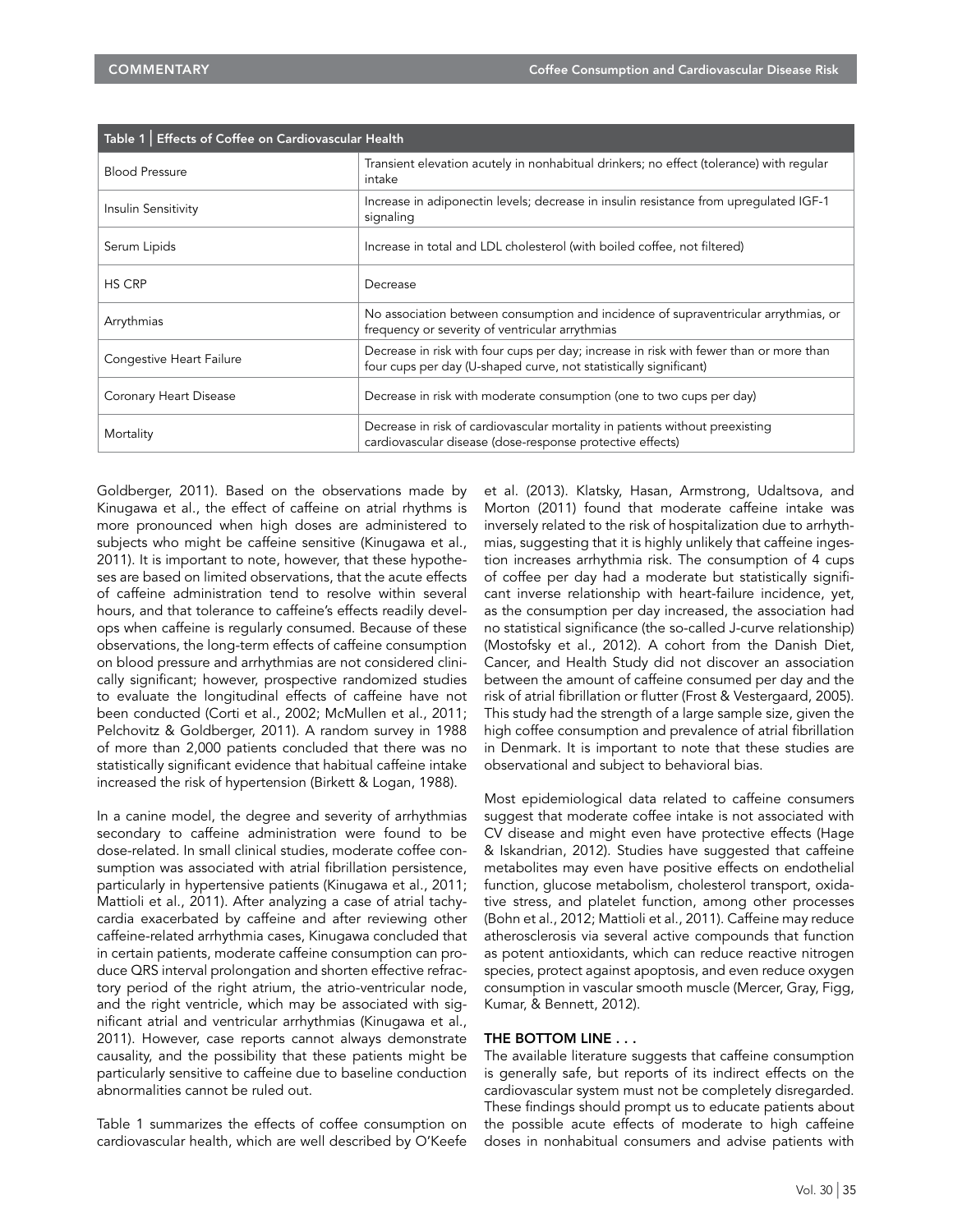| Table 1 \| Effects of Coffee on Cardiovascular Health | |
|---|---|
| Blood Pressure | Transient elevation acutely in nonhabitual drinkers; no effect (tolerance) with regular intake |
| Insulin Sensitivity | Increase in adiponectin levels; decrease in insulin resistance from upregulated IGF-1 signaling |
| Serum Lipids | Increase in total and LDL cholesterol (with boiled coffee, not filtered) |
| HS CRP | Decrease |
| Arrythmias | No association between consumption and incidence of supraventricular arrythmias, or frequency or severity of ventricular arrythmias |
| Congestive Heart Failure | Decrease in risk with four cups per day; increase in risk with fewer than or more than four cups per day (U-shaped curve, not statistically significant) |
| Coronary Heart Disease | Decrease in risk with moderate consumption (one to two cups per day) |
| Mortality | Decrease in risk of cardiovascular mortality in patients without preexisting cardiovascular disease (dose-response protective effects) |

Goldberger, 2011). Based on the observations made by Kinugawa et al., the effect of caffeine on atrial rhythms is more pronounced when high doses are administered to subjects who might be caffeine sensitive (Kinugawa et al., 2011). It is important to note, however, that these hypotheses are based on limited observations, that the acute effects of caffeine administration tend to resolve within several hours, and that tolerance to caffeine's effects readily develops when caffeine is regularly consumed. Because of these observations, the long-term effects of caffeine consumption on blood pressure and arrhythmias are not considered clinically significant; however, prospective randomized studies to evaluate the longitudinal effects of caffeine have not been conducted (Corti et al., 2002; McMullen et al., 2011; Pelchovitz & Goldberger, 2011). A random survey in 1988 of more than 2,000 patients concluded that there was no statistically significant evidence that habitual caffeine intake increased the risk of hypertension (Birkett & Logan, 1988).

In a canine model, the degree and severity of arrhythmias secondary to caffeine administration were found to be dose-related. In small clinical studies, moderate coffee consumption was associated with atrial fibrillation persistence, particularly in hypertensive patients (Kinugawa et al., 2011; Mattioli et al., 2011). After analyzing a case of atrial tachycardia exacerbated by caffeine and after reviewing other caffeine-related arrhythmia cases, Kinugawa concluded that in certain patients, moderate caffeine consumption can produce QRS interval prolongation and shorten effective refractory period of the right atrium, the atrio-ventricular node, and the right ventricle, which may be associated with significant atrial and ventricular arrhythmias (Kinugawa et al., 2011). However, case reports cannot always demonstrate causality, and the possibility that these patients might be particularly sensitive to caffeine due to baseline conduction abnormalities cannot be ruled out.

Table 1 summarizes the effects of coffee consumption on cardiovascular health, which are well described by O'Keefe et al. (2013). Klatsky, Hasan, Armstrong, Udaltsova, and Morton (2011) found that moderate caffeine intake was inversely related to the risk of hospitalization due to arrhythmias, suggesting that it is highly unlikely that caffeine ingestion increases arrhythmia risk. The consumption of 4 cups of coffee per day had a moderate but statistically significant inverse relationship with heart-failure incidence, yet, as the consumption per day increased, the association had no statistical significance (the so-called J-curve relationship) (Mostofsky et al., 2012). A cohort from the Danish Diet, Cancer, and Health Study did not discover an association between the amount of caffeine consumed per day and the risk of atrial fibrillation or flutter (Frost & Vestergaard, 2005). This study had the strength of a large sample size, given the high coffee consumption and prevalence of atrial fibrillation in Denmark. It is important to note that these studies are observational and subject to behavioral bias.

Most epidemiological data related to caffeine consumers suggest that moderate coffee intake is not associated with CV disease and might even have protective effects (Hage & Iskandrian, 2012). Studies have suggested that caffeine metabolites may even have positive effects on endothelial function, glucose metabolism, cholesterol transport, oxidative stress, and platelet function, among other processes (Bohn et al., 2012; Mattioli et al., 2011). Caffeine may reduce atherosclerosis via several active compounds that function as potent antioxidants, which can reduce reactive nitrogen species, protect against apoptosis, and even reduce oxygen consumption in vascular smooth muscle (Mercer, Gray, Figg, Kumar, & Bennett, 2012).

## THE BOTTOM LINE . . .

The available literature suggests that caffeine consumption is generally safe, but reports of its indirect effects on the cardiovascular system must not be completely disregarded. These findings should prompt us to educate patients about the possible acute effects of moderate to high caffeine doses in nonhabitual consumers and advise patients with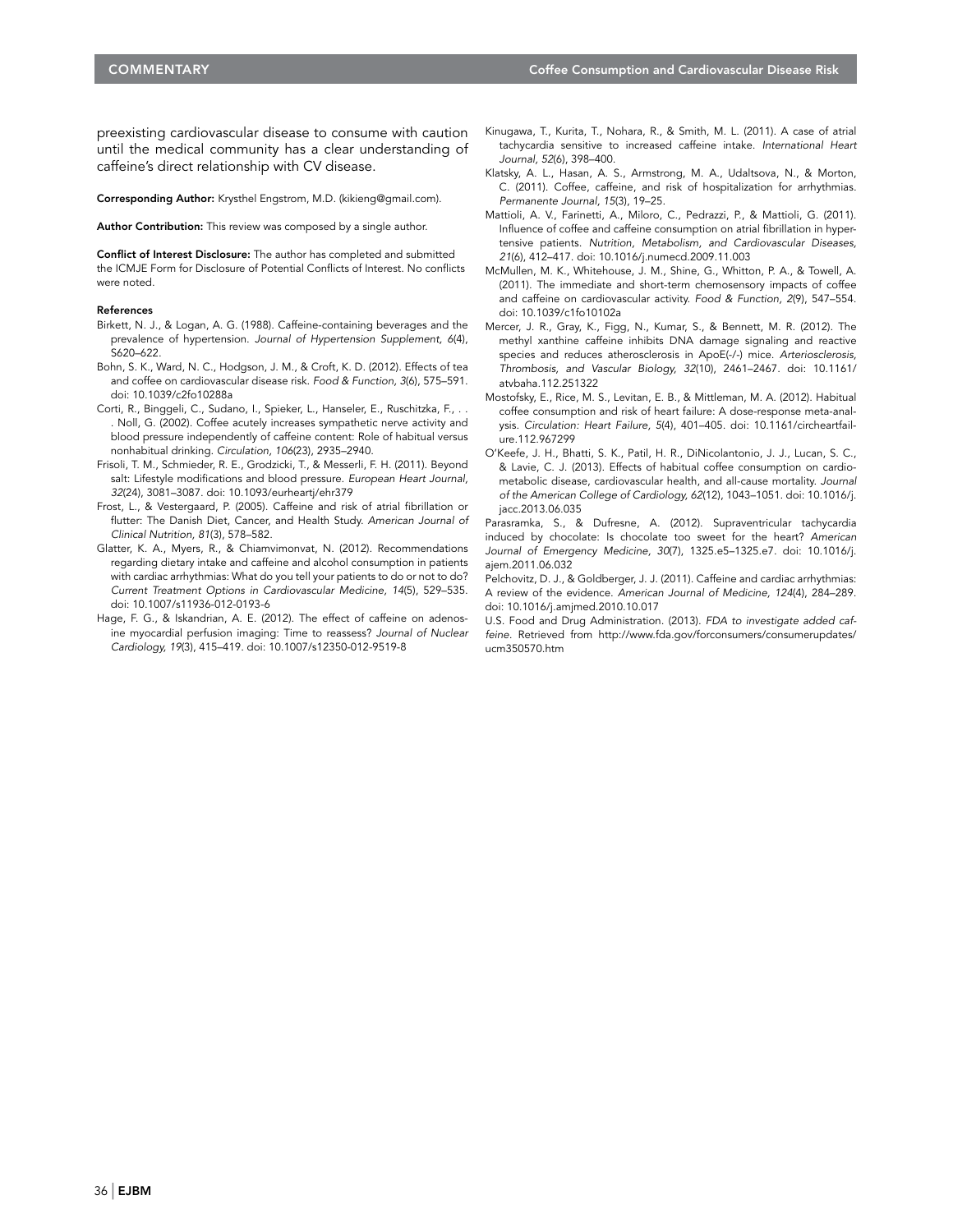preexisting cardiovascular disease to consume with caution until the medical community has a clear understanding of caffeine's direct relationship with CV disease.

**Corresponding Author:** Krysthel Engstrom, M.D. (kikieng@gmail.com).

**Author Contribution:** This review was composed by a single author.

**Conflict of Interest Disclosure:** The author has completed and submitted the ICMJE Form for Disclosure of Potential Conflicts of Interest. No conflicts were noted.

**References**

Birkett, N. J., & Logan, A. G. (1988). Caffeine-containing beverages and the prevalence of hypertension. *Journal of Hypertension Supplement, 6*(4), S620–622.

Bohn, S. K., Ward, N. C., Hodgson, J. M., & Croft, K. D. (2012). Effects of tea and coffee on cardiovascular disease risk. *Food & Function, 3*(6), 575–591. doi: 10.1039/c2fo10288a

Corti, R., Binggeli, C., Sudano, I., Spieker, L., Hanseler, E., Ruschitzka, F., . . . Noll, G. (2002). Coffee acutely increases sympathetic nerve activity and blood pressure independently of caffeine content: Role of habitual versus nonhabitual drinking. *Circulation, 106*(23), 2935–2940.

Frisoli, T. M., Schmieder, R. E., Grodzicki, T., & Messerli, F. H. (2011). Beyond salt: Lifestyle modifications and blood pressure. *European Heart Journal, 32*(24), 3081–3087. doi: 10.1093/eurheartj/ehr379

Frost, L., & Vestergaard, P. (2005). Caffeine and risk of atrial fibrillation or flutter: The Danish Diet, Cancer, and Health Study. *American Journal of Clinical Nutrition, 81*(3), 578–582.

Glatter, K. A., Myers, R., & Chiamvimonvat, N. (2012). Recommendations regarding dietary intake and caffeine and alcohol consumption in patients with cardiac arrhythmias: What do you tell your patients to do or not to do? *Current Treatment Options in Cardiovascular Medicine, 14*(5), 529–535. doi: 10.1007/s11936-012-0193-6

Hage, F. G., & Iskandrian, A. E. (2012). The effect of caffeine on adenosine myocardial perfusion imaging: Time to reassess? *Journal of Nuclear Cardiology, 19*(3), 415–419. doi: 10.1007/s12350-012-9519-8

Kinugawa, T., Kurita, T., Nohara, R., & Smith, M. L. (2011). A case of atrial tachycardia sensitive to increased caffeine intake. *International Heart Journal, 52*(6), 398–400.

Klatsky, A. L., Hasan, A. S., Armstrong, M. A., Udaltsova, N., & Morton, C. (2011). Coffee, caffeine, and risk of hospitalization for arrhythmias. *Permanente Journal, 15*(3), 19–25.

Mattioli, A. V., Farinetti, A., Miloro, C., Pedrazzi, P., & Mattioli, G. (2011). Influence of coffee and caffeine consumption on atrial fibrillation in hypertensive patients. *Nutrition, Metabolism, and Cardiovascular Diseases, 21*(6), 412–417. doi: 10.1016/j.numecd.2009.11.003

McMullen, M. K., Whitehouse, J. M., Shine, G., Whitton, P. A., & Towell, A. (2011). The immediate and short-term chemosensory impacts of coffee and caffeine on cardiovascular activity. *Food & Function, 2*(9), 547–554. doi: 10.1039/c1fo10102a

Mercer, J. R., Gray, K., Figg, N., Kumar, S., & Bennett, M. R. (2012). The methyl xanthine caffeine inhibits DNA damage signaling and reactive species and reduces atherosclerosis in ApoE(-/-) mice. *Arteriosclerosis, Thrombosis, and Vascular Biology, 32*(10), 2461–2467. doi: 10.1161/atvbaha.112.251322

Mostofsky, E., Rice, M. S., Levitan, E. B., & Mittleman, M. A. (2012). Habitual coffee consumption and risk of heart failure: A dose-response meta-analysis. *Circulation: Heart Failure, 5*(4), 401–405. doi: 10.1161/circheartfailure.112.967299

O'Keefe, J. H., Bhatti, S. K., Patil, H. R., DiNicolantonio, J. J., Lucan, S. C., & Lavie, C. J. (2013). Effects of habitual coffee consumption on cardiometabolic disease, cardiovascular health, and all-cause mortality. *Journal of the American College of Cardiology, 62*(12), 1043–1051. doi: 10.1016/j.jacc.2013.06.035

Parasramka, S., & Dufresne, A. (2012). Supraventricular tachycardia induced by chocolate: Is chocolate too sweet for the heart? *American Journal of Emergency Medicine, 30*(7), 1325.e5–1325.e7. doi: 10.1016/j.ajem.2011.06.032

Pelchovitz, D. J., & Goldberger, J. J. (2011). Caffeine and cardiac arrhythmias: A review of the evidence. *American Journal of Medicine, 124*(4), 284–289. doi: 10.1016/j.amjmed.2010.10.017

U.S. Food and Drug Administration. (2013). *FDA to investigate added caffeine.* Retrieved from http://www.fda.gov/forconsumers/consumerupdates/ucm350570.htm